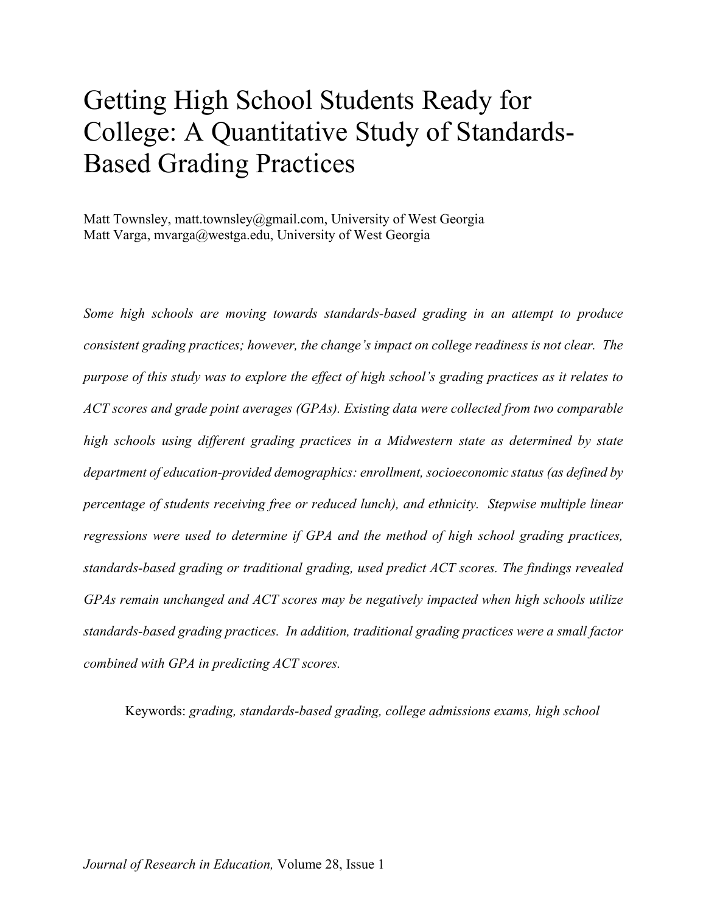# Getting High School Students Ready for College: A Quantitative Study of Standards-Based Grading Practices

Matt Townsley, matt.townsley@gmail.com, University of West Georgia
Matt Varga, mvarga@westga.edu, University of West Georgia

*Some high schools are moving towards standards-based grading in an attempt to produce consistent grading practices; however, the change's impact on college readiness is not clear. The purpose of this study was to explore the effect of high school's grading practices as it relates to ACT scores and grade point averages (GPAs). Existing data were collected from two comparable high schools using different grading practices in a Midwestern state as determined by state department of education-provided demographics: enrollment, socioeconomic status (as defined by percentage of students receiving free or reduced lunch), and ethnicity. Stepwise multiple linear regressions were used to determine if GPA and the method of high school grading practices, standards-based grading or traditional grading, used predict ACT scores. The findings revealed GPAs remain unchanged and ACT scores may be negatively impacted when high schools utilize standards-based grading practices. In addition, traditional grading practices were a small factor combined with GPA in predicting ACT scores.*

Keywords: *grading, standards-based grading, college admissions exams, high school*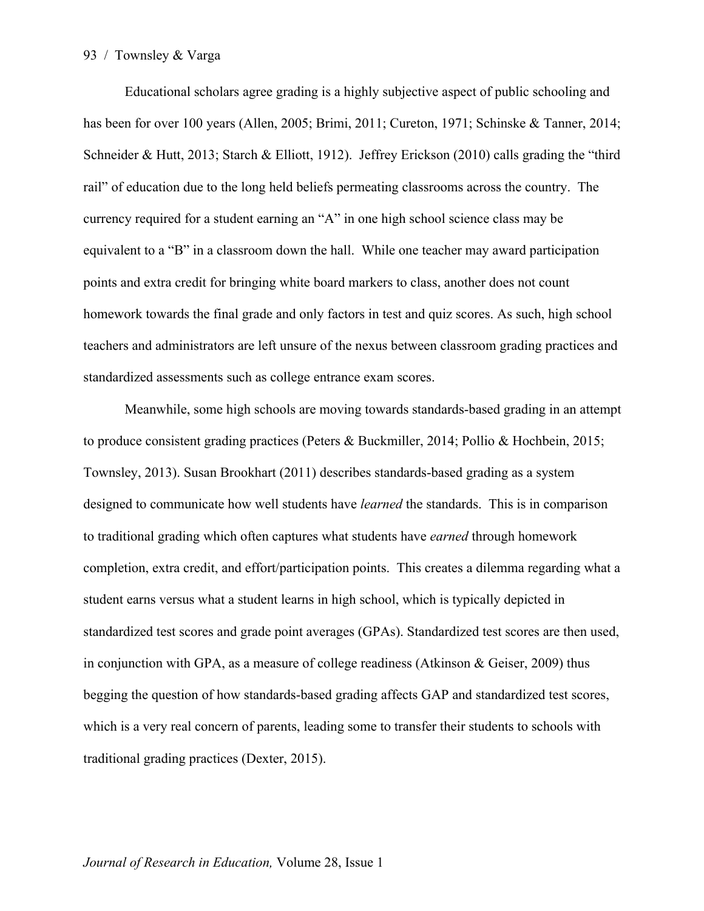Educational scholars agree grading is a highly subjective aspect of public schooling and has been for over 100 years (Allen, 2005; Brimi, 2011; Cureton, 1971; Schinske & Tanner, 2014; Schneider & Hutt, 2013; Starch & Elliott, 1912). Jeffrey Erickson (2010) calls grading the "third rail" of education due to the long held beliefs permeating classrooms across the country. The currency required for a student earning an "A" in one high school science class may be equivalent to a "B" in a classroom down the hall. While one teacher may award participation points and extra credit for bringing white board markers to class, another does not count homework towards the final grade and only factors in test and quiz scores. As such, high school teachers and administrators are left unsure of the nexus between classroom grading practices and standardized assessments such as college entrance exam scores.

Meanwhile, some high schools are moving towards standards-based grading in an attempt to produce consistent grading practices (Peters & Buckmiller, 2014; Pollio & Hochbein, 2015; Townsley, 2013). Susan Brookhart (2011) describes standards-based grading as a system designed to communicate how well students have *learned* the standards. This is in comparison to traditional grading which often captures what students have *earned* through homework completion, extra credit, and effort/participation points. This creates a dilemma regarding what a student earns versus what a student learns in high school, which is typically depicted in standardized test scores and grade point averages (GPAs). Standardized test scores are then used, in conjunction with GPA, as a measure of college readiness (Atkinson & Geiser, 2009) thus begging the question of how standards-based grading affects GAP and standardized test scores, which is a very real concern of parents, leading some to transfer their students to schools with traditional grading practices (Dexter, 2015).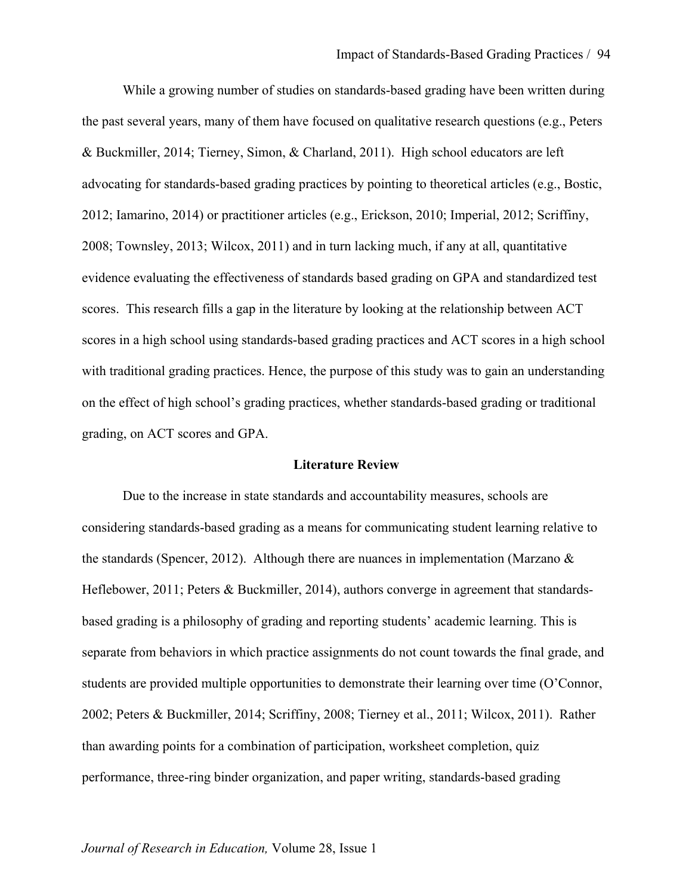While a growing number of studies on standards-based grading have been written during the past several years, many of them have focused on qualitative research questions (e.g., Peters & Buckmiller, 2014; Tierney, Simon, & Charland, 2011). High school educators are left advocating for standards-based grading practices by pointing to theoretical articles (e.g., Bostic, 2012; Iamarino, 2014) or practitioner articles (e.g., Erickson, 2010; Imperial, 2012; Scriffiny, 2008; Townsley, 2013; Wilcox, 2011) and in turn lacking much, if any at all, quantitative evidence evaluating the effectiveness of standards based grading on GPA and standardized test scores. This research fills a gap in the literature by looking at the relationship between ACT scores in a high school using standards-based grading practices and ACT scores in a high school with traditional grading practices. Hence, the purpose of this study was to gain an understanding on the effect of high school's grading practices, whether standards-based grading or traditional grading, on ACT scores and GPA.

## Literature Review

Due to the increase in state standards and accountability measures, schools are considering standards-based grading as a means for communicating student learning relative to the standards (Spencer, 2012). Although there are nuances in implementation (Marzano & Heflebower, 2011; Peters & Buckmiller, 2014), authors converge in agreement that standards-based grading is a philosophy of grading and reporting students' academic learning. This is separate from behaviors in which practice assignments do not count towards the final grade, and students are provided multiple opportunities to demonstrate their learning over time (O'Connor, 2002; Peters & Buckmiller, 2014; Scriffiny, 2008; Tierney et al., 2011; Wilcox, 2011). Rather than awarding points for a combination of participation, worksheet completion, quiz performance, three-ring binder organization, and paper writing, standards-based grading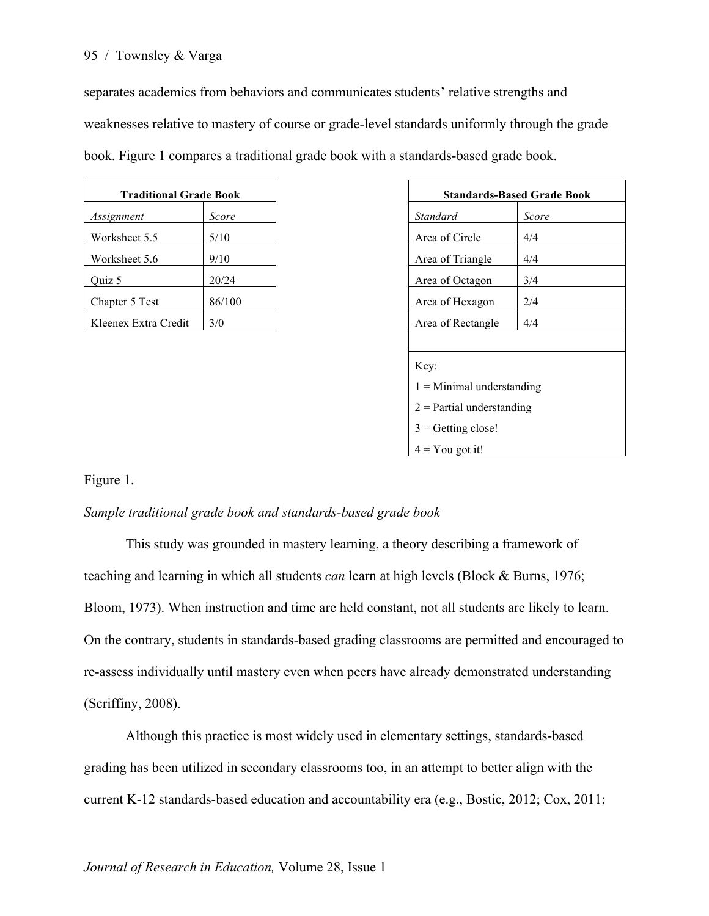separates academics from behaviors and communicates students' relative strengths and weaknesses relative to mastery of course or grade-level standards uniformly through the grade book. Figure 1 compares a traditional grade book with a standards-based grade book.

| **Traditional Grade Book** | |
|---|---|
| *Assignment* | *Score* |
| Worksheet 5.5 | 5/10 |
| Worksheet 5.6 | 9/10 |
| Quiz 5 | 20/24 |
| Chapter 5 Test | 86/100 |
| Kleenex Extra Credit | 3/0 |

| **Standards-Based Grade Book** | |
|---|---|
| *Standard* | *Score* |
| Area of Circle | 4/4 |
| Area of Triangle | 4/4 |
| Area of Octagon | 3/4 |
| Area of Hexagon | 2/4 |
| Area of Rectangle | 4/4 |
| | |
| Key:<br>1 = Minimal understanding<br>2 = Partial understanding<br>3 = Getting close!<br>4 = You got it! | |

Figure 1.

*Sample traditional grade book and standards-based grade book*

This study was grounded in mastery learning, a theory describing a framework of teaching and learning in which all students *can* learn at high levels (Block & Burns, 1976; Bloom, 1973). When instruction and time are held constant, not all students are likely to learn. On the contrary, students in standards-based grading classrooms are permitted and encouraged to re-assess individually until mastery even when peers have already demonstrated understanding (Scriffiny, 2008).

Although this practice is most widely used in elementary settings, standards-based grading has been utilized in secondary classrooms too, in an attempt to better align with the current K-12 standards-based education and accountability era (e.g., Bostic, 2012; Cox, 2011;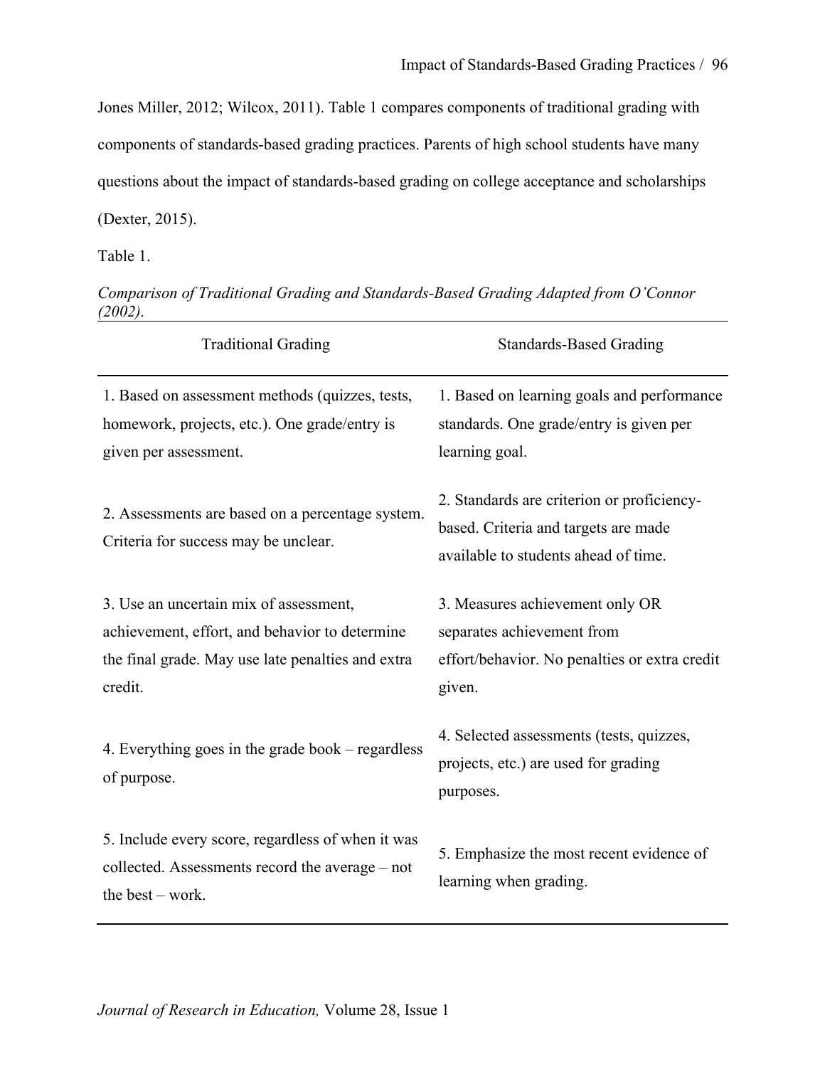Jones Miller, 2012; Wilcox, 2011). Table 1 compares components of traditional grading with components of standards-based grading practices. Parents of high school students have many questions about the impact of standards-based grading on college acceptance and scholarships (Dexter, 2015).

Table 1.

*Comparison of Traditional Grading and Standards-Based Grading Adapted from O'Connor (2002).*

| Traditional Grading | Standards-Based Grading |
| --- | --- |
| 1. Based on assessment methods (quizzes, tests, homework, projects, etc.). One grade/entry is given per assessment. | 1. Based on learning goals and performance standards. One grade/entry is given per learning goal. |
| 2. Assessments are based on a percentage system. Criteria for success may be unclear. | 2. Standards are criterion or proficiency-based. Criteria and targets are made available to students ahead of time. |
| 3. Use an uncertain mix of assessment, achievement, effort, and behavior to determine the final grade. May use late penalties and extra credit. | 3. Measures achievement only OR separates achievement from effort/behavior. No penalties or extra credit given. |
| 4. Everything goes in the grade book – regardless of purpose. | 4. Selected assessments (tests, quizzes, projects, etc.) are used for grading purposes. |
| 5. Include every score, regardless of when it was collected. Assessments record the average – not the best – work. | 5. Emphasize the most recent evidence of learning when grading. |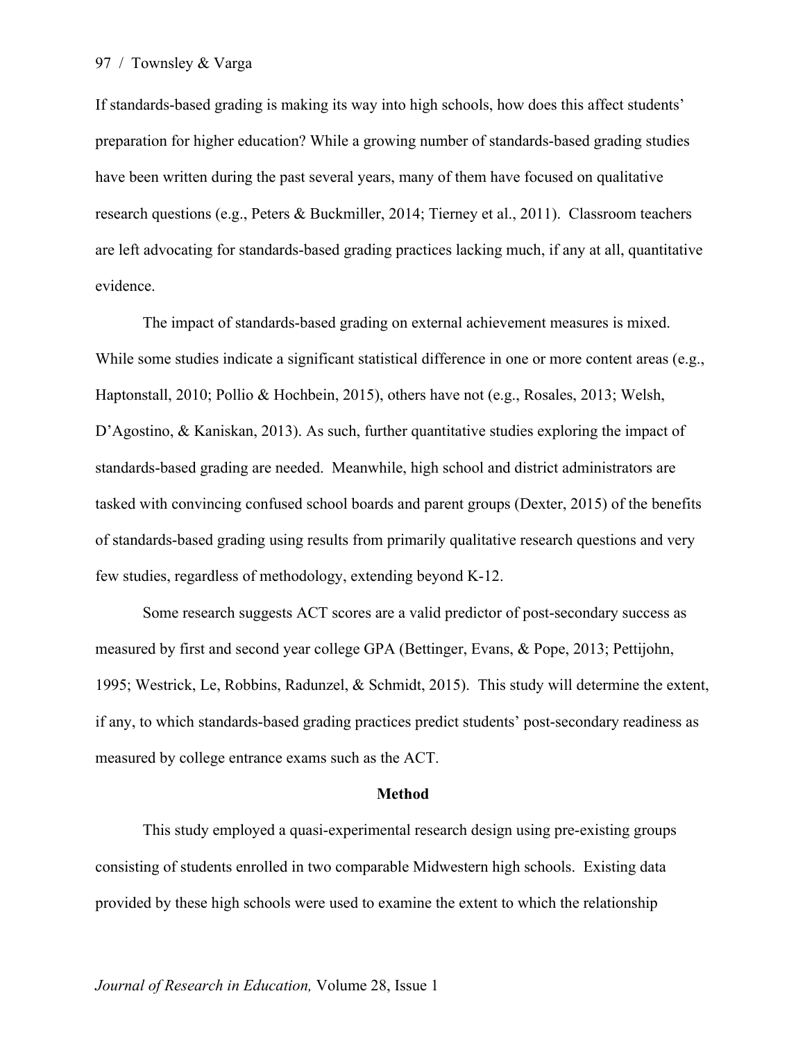If standards-based grading is making its way into high schools, how does this affect students' preparation for higher education? While a growing number of standards-based grading studies have been written during the past several years, many of them have focused on qualitative research questions (e.g., Peters & Buckmiller, 2014; Tierney et al., 2011). Classroom teachers are left advocating for standards-based grading practices lacking much, if any at all, quantitative evidence.

The impact of standards-based grading on external achievement measures is mixed. While some studies indicate a significant statistical difference in one or more content areas (e.g., Haptonstall, 2010; Pollio & Hochbein, 2015), others have not (e.g., Rosales, 2013; Welsh, D'Agostino, & Kaniskan, 2013). As such, further quantitative studies exploring the impact of standards-based grading are needed. Meanwhile, high school and district administrators are tasked with convincing confused school boards and parent groups (Dexter, 2015) of the benefits of standards-based grading using results from primarily qualitative research questions and very few studies, regardless of methodology, extending beyond K-12.

Some research suggests ACT scores are a valid predictor of post-secondary success as measured by first and second year college GPA (Bettinger, Evans, & Pope, 2013; Pettijohn, 1995; Westrick, Le, Robbins, Radunzel, & Schmidt, 2015). This study will determine the extent, if any, to which standards-based grading practices predict students' post-secondary readiness as measured by college entrance exams such as the ACT.

## Method

This study employed a quasi-experimental research design using pre-existing groups consisting of students enrolled in two comparable Midwestern high schools. Existing data provided by these high schools were used to examine the extent to which the relationship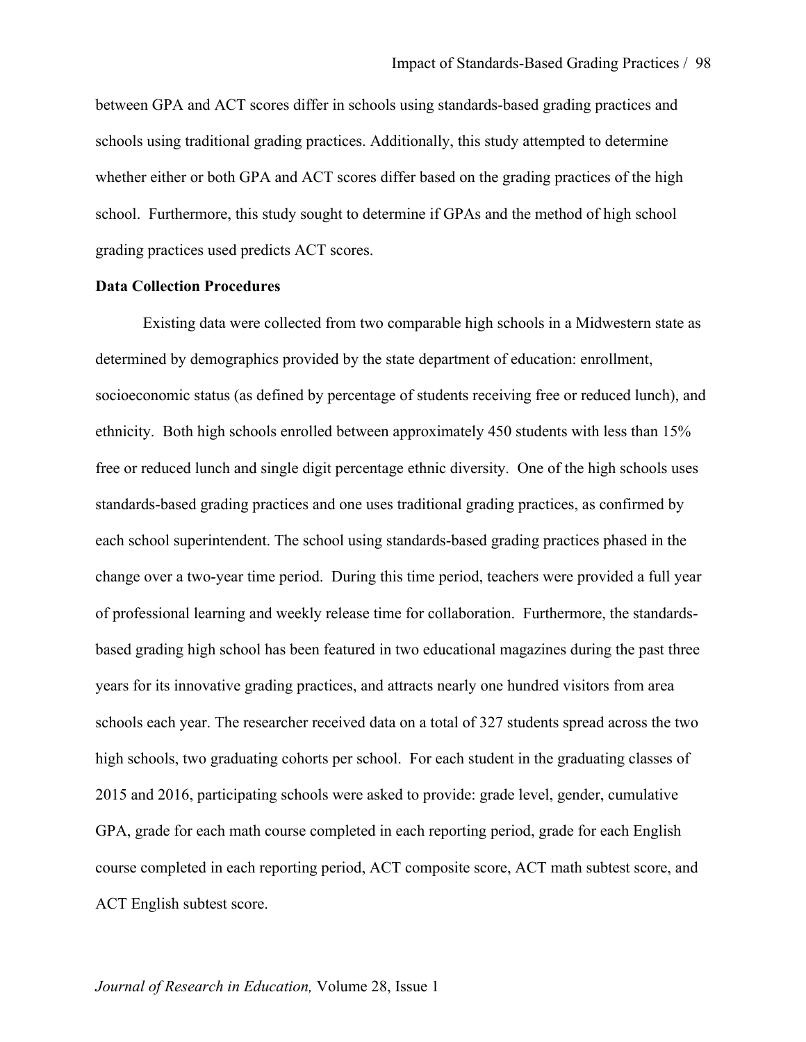between GPA and ACT scores differ in schools using standards-based grading practices and schools using traditional grading practices. Additionally, this study attempted to determine whether either or both GPA and ACT scores differ based on the grading practices of the high school. Furthermore, this study sought to determine if GPAs and the method of high school grading practices used predicts ACT scores.

**Data Collection Procedures**

Existing data were collected from two comparable high schools in a Midwestern state as determined by demographics provided by the state department of education: enrollment, socioeconomic status (as defined by percentage of students receiving free or reduced lunch), and ethnicity. Both high schools enrolled between approximately 450 students with less than 15% free or reduced lunch and single digit percentage ethnic diversity. One of the high schools uses standards-based grading practices and one uses traditional grading practices, as confirmed by each school superintendent. The school using standards-based grading practices phased in the change over a two-year time period. During this time period, teachers were provided a full year of professional learning and weekly release time for collaboration. Furthermore, the standards-based grading high school has been featured in two educational magazines during the past three years for its innovative grading practices, and attracts nearly one hundred visitors from area schools each year. The researcher received data on a total of 327 students spread across the two high schools, two graduating cohorts per school. For each student in the graduating classes of 2015 and 2016, participating schools were asked to provide: grade level, gender, cumulative GPA, grade for each math course completed in each reporting period, grade for each English course completed in each reporting period, ACT composite score, ACT math subtest score, and ACT English subtest score.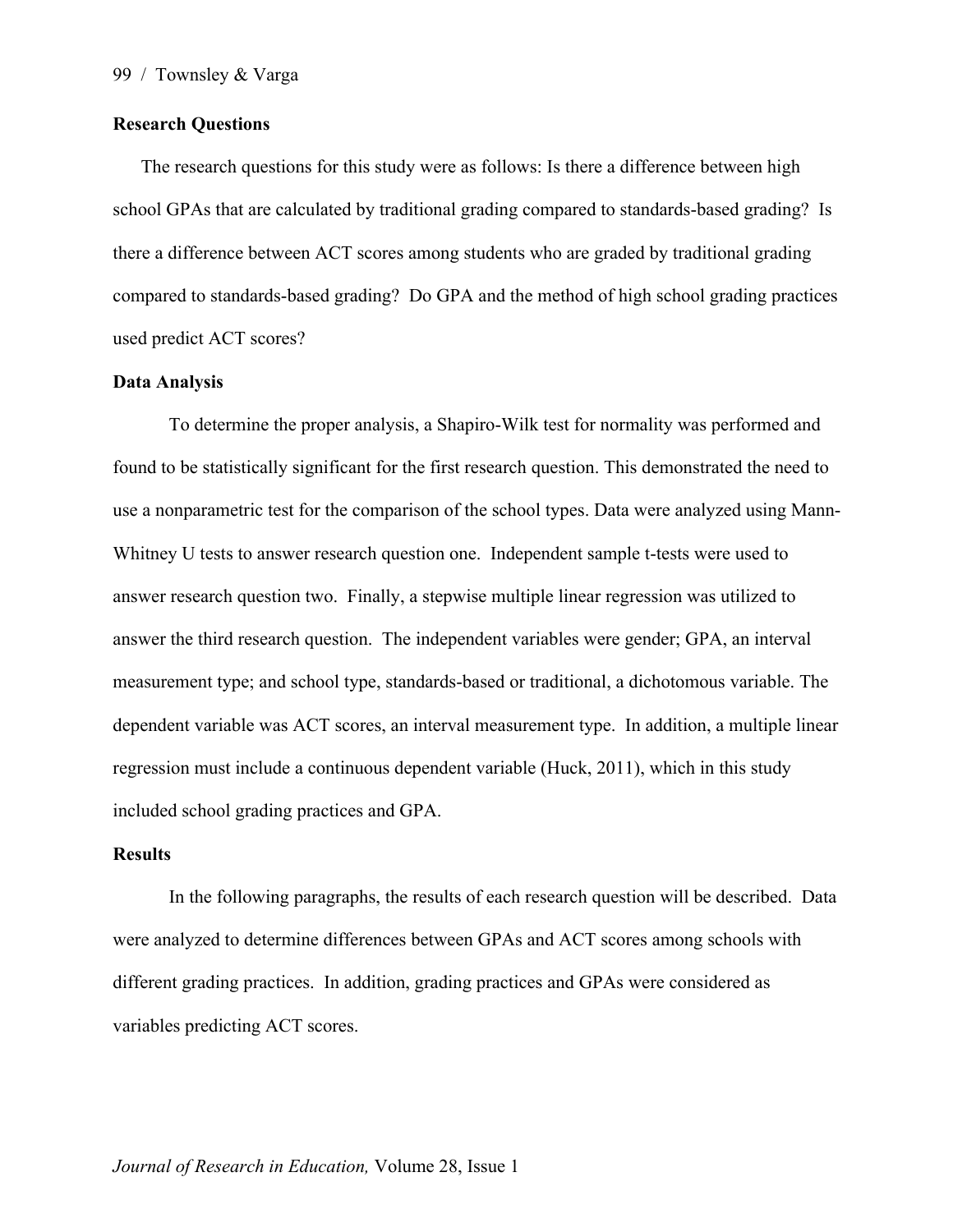**Research Questions**

The research questions for this study were as follows: Is there a difference between high school GPAs that are calculated by traditional grading compared to standards-based grading? Is there a difference between ACT scores among students who are graded by traditional grading compared to standards-based grading? Do GPA and the method of high school grading practices used predict ACT scores?

**Data Analysis**

To determine the proper analysis, a Shapiro-Wilk test for normality was performed and found to be statistically significant for the first research question. This demonstrated the need to use a nonparametric test for the comparison of the school types. Data were analyzed using Mann-Whitney U tests to answer research question one. Independent sample t-tests were used to answer research question two. Finally, a stepwise multiple linear regression was utilized to answer the third research question. The independent variables were gender; GPA, an interval measurement type; and school type, standards-based or traditional, a dichotomous variable. The dependent variable was ACT scores, an interval measurement type. In addition, a multiple linear regression must include a continuous dependent variable (Huck, 2011), which in this study included school grading practices and GPA.

**Results**

In the following paragraphs, the results of each research question will be described. Data were analyzed to determine differences between GPAs and ACT scores among schools with different grading practices. In addition, grading practices and GPAs were considered as variables predicting ACT scores.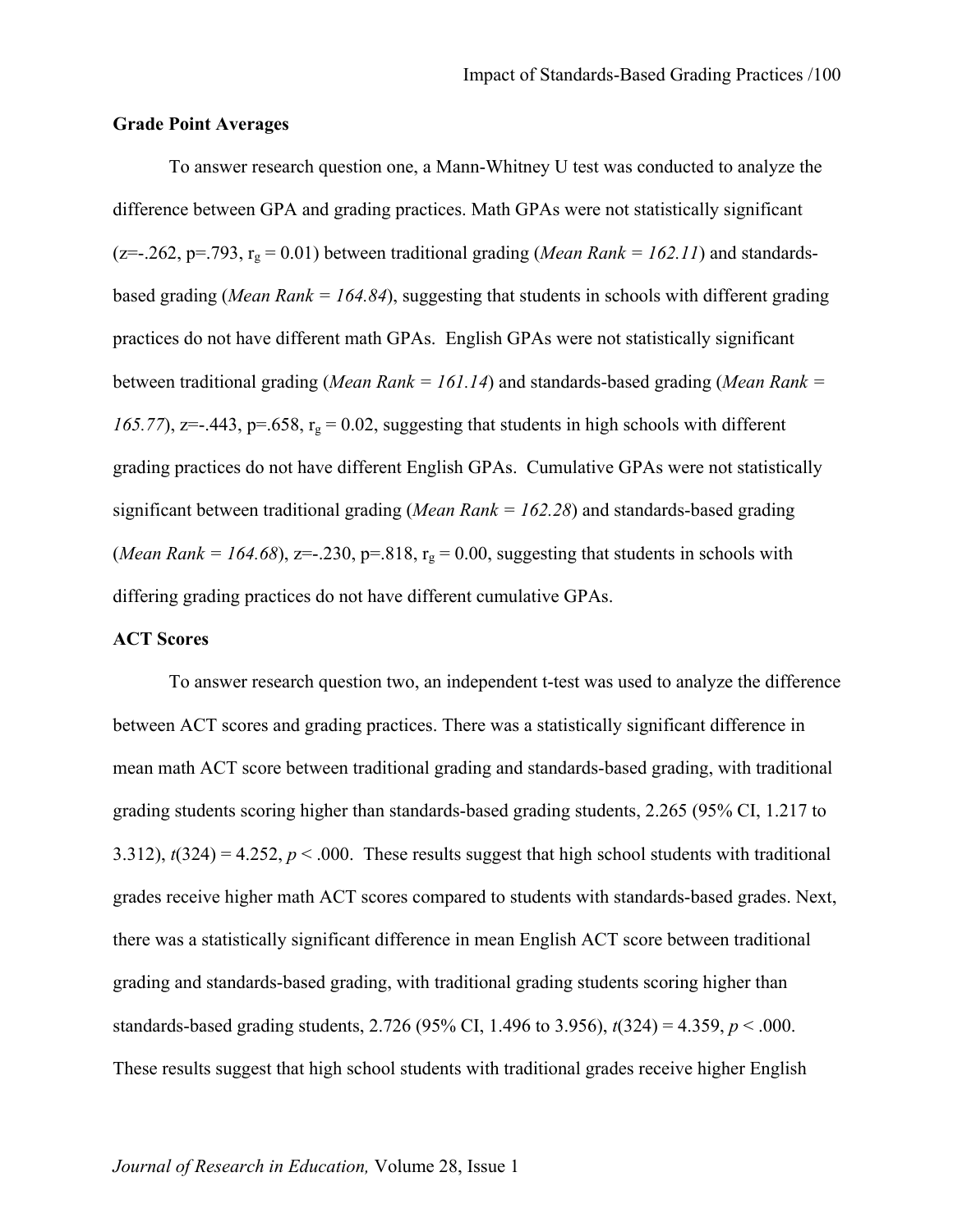**Grade Point Averages**

To answer research question one, a Mann-Whitney U test was conducted to analyze the difference between GPA and grading practices. Math GPAs were not statistically significant ($z=-.262$, $p=.793$, $r_g = 0.01$) between traditional grading (*Mean Rank = 162.11*) and standards-based grading (*Mean Rank = 164.84*), suggesting that students in schools with different grading practices do not have different math GPAs. English GPAs were not statistically significant between traditional grading (*Mean Rank = 161.14*) and standards-based grading (*Mean Rank = 165.77*), $z=-.443$, $p=.658$, $r_g = 0.02$, suggesting that students in high schools with different grading practices do not have different English GPAs. Cumulative GPAs were not statistically significant between traditional grading (*Mean Rank = 162.28*) and standards-based grading (*Mean Rank = 164.68*), $z=-.230$, $p=.818$, $r_g = 0.00$, suggesting that students in schools with differing grading practices do not have different cumulative GPAs.

**ACT Scores**

To answer research question two, an independent t-test was used to analyze the difference between ACT scores and grading practices. There was a statistically significant difference in mean math ACT score between traditional grading and standards-based grading, with traditional grading students scoring higher than standards-based grading students, 2.265 (95% CI, 1.217 to 3.312), $t(324) = 4.252$, $p < .000$. These results suggest that high school students with traditional grades receive higher math ACT scores compared to students with standards-based grades. Next, there was a statistically significant difference in mean English ACT score between traditional grading and standards-based grading, with traditional grading students scoring higher than standards-based grading students, 2.726 (95% CI, 1.496 to 3.956), $t(324) = 4.359$, $p < .000$. These results suggest that high school students with traditional grades receive higher English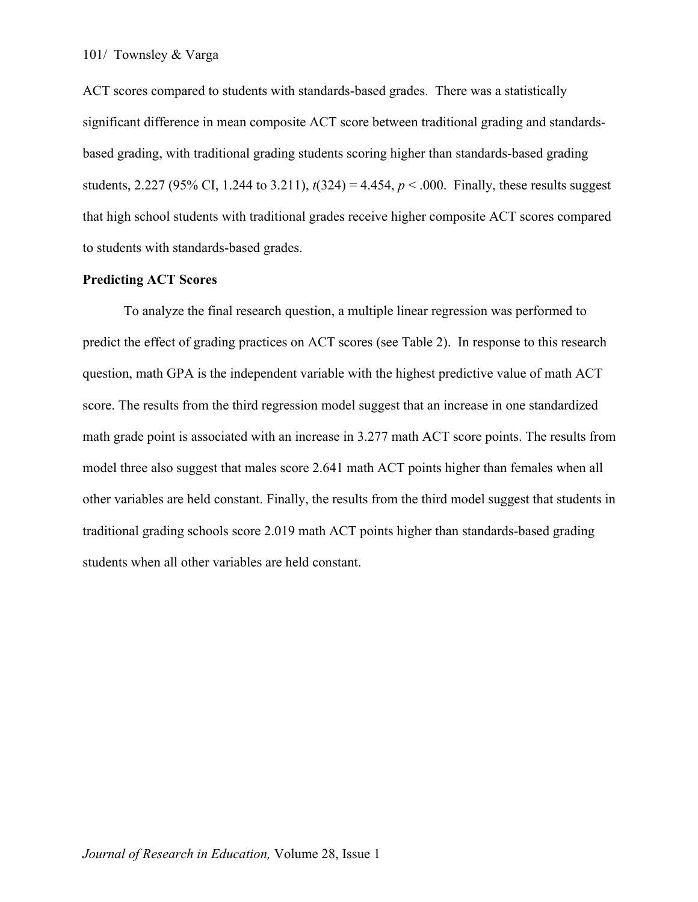ACT scores compared to students with standards-based grades. There was a statistically significant difference in mean composite ACT score between traditional grading and standards-based grading, with traditional grading students scoring higher than standards-based grading students, 2.227 (95% CI, 1.244 to 3.211), $t(324) = 4.454$, $p < .000$. Finally, these results suggest that high school students with traditional grades receive higher composite ACT scores compared to students with standards-based grades.

**Predicting ACT Scores**

To analyze the final research question, a multiple linear regression was performed to predict the effect of grading practices on ACT scores (see Table 2). In response to this research question, math GPA is the independent variable with the highest predictive value of math ACT score. The results from the third regression model suggest that an increase in one standardized math grade point is associated with an increase in 3.277 math ACT score points. The results from model three also suggest that males score 2.641 math ACT points higher than females when all other variables are held constant. Finally, the results from the third model suggest that students in traditional grading schools score 2.019 math ACT points higher than standards-based grading students when all other variables are held constant.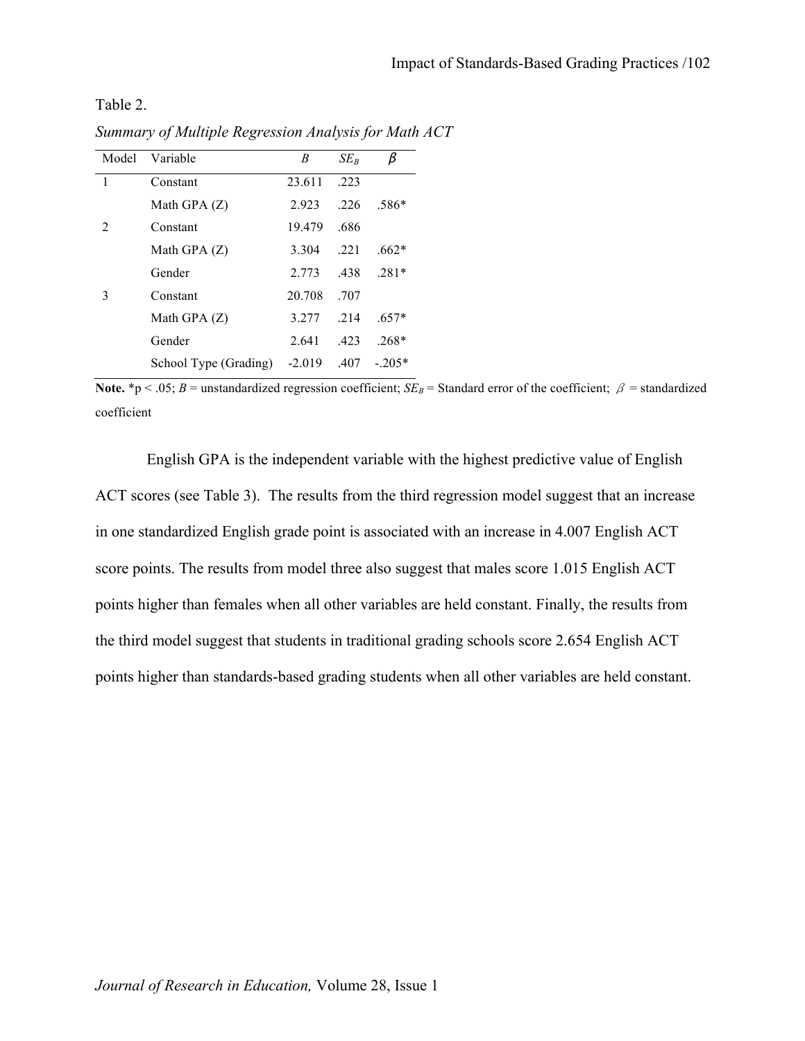Table 2.

*Summary of Multiple Regression Analysis for Math ACT*

| Model | Variable | *B* | $SE_B$ | $\beta$ |
|---|---|---|---|---|
| 1 | Constant | 23.611 | .223 | |
| | Math GPA (Z) | 2.923 | .226 | .586* |
| 2 | Constant | 19.479 | .686 | |
| | Math GPA (Z) | 3.304 | .221 | .662* |
| | Gender | 2.773 | .438 | .281* |
| 3 | Constant | 20.708 | .707 | |
| | Math GPA (Z) | 3.277 | .214 | .657* |
| | Gender | 2.641 | .423 | .268* |
| | School Type (Grading) | -2.019 | .407 | -.205* |

**Note.** *$p < .05$; *B* = unstandardized regression coefficient; $SE_B$ = Standard error of the coefficient; $\beta$ = standardized coefficient

English GPA is the independent variable with the highest predictive value of English ACT scores (see Table 3). The results from the third regression model suggest that an increase in one standardized English grade point is associated with an increase in 4.007 English ACT score points. The results from model three also suggest that males score 1.015 English ACT points higher than females when all other variables are held constant. Finally, the results from the third model suggest that students in traditional grading schools score 2.654 English ACT points higher than standards-based grading students when all other variables are held constant.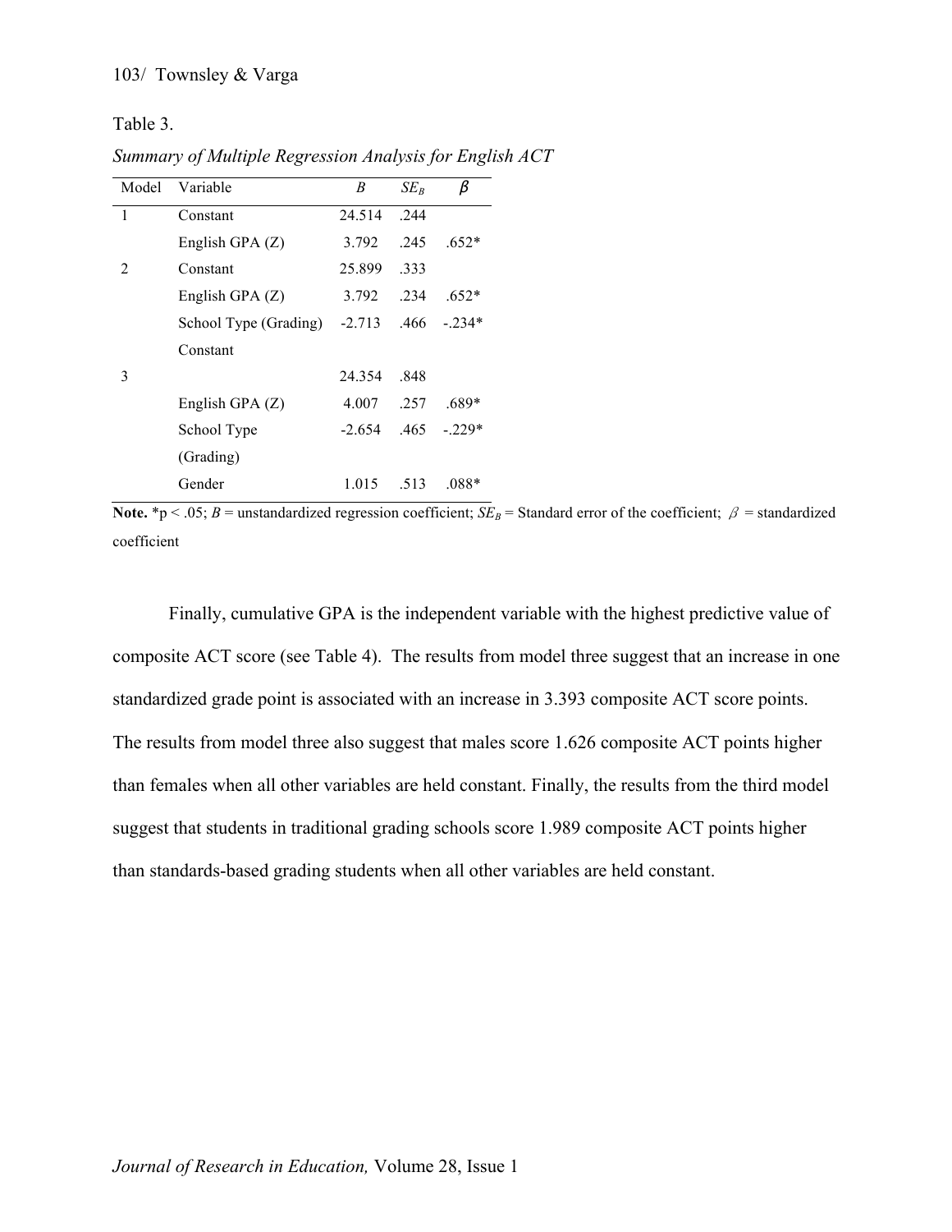Table 3.

*Summary of Multiple Regression Analysis for English ACT*

| Model | Variable | *B* | $SE_B$ | β |
|---|---|---|---|---|
| 1 | Constant | 24.514 | .244 | |
| | English GPA (Z) | 3.792 | .245 | .652* |
| 2 | Constant | 25.899 | .333 | |
| | English GPA (Z) | 3.792 | .234 | .652* |
| | School Type (Grading) | -2.713 | .466 | -.234* |
| 3 | Constant | 24.354 | .848 | |
| | English GPA (Z) | 4.007 | .257 | .689* |
| | School Type (Grading) | -2.654 | .465 | -.229* |
| | Gender | 1.015 | .513 | .088* |

**Note.** *p < .05; *B* = unstandardized regression coefficient; $SE_B$ = Standard error of the coefficient; $\beta$ = standardized coefficient

Finally, cumulative GPA is the independent variable with the highest predictive value of composite ACT score (see Table 4). The results from model three suggest that an increase in one standardized grade point is associated with an increase in 3.393 composite ACT score points. The results from model three also suggest that males score 1.626 composite ACT points higher than females when all other variables are held constant. Finally, the results from the third model suggest that students in traditional grading schools score 1.989 composite ACT points higher than standards-based grading students when all other variables are held constant.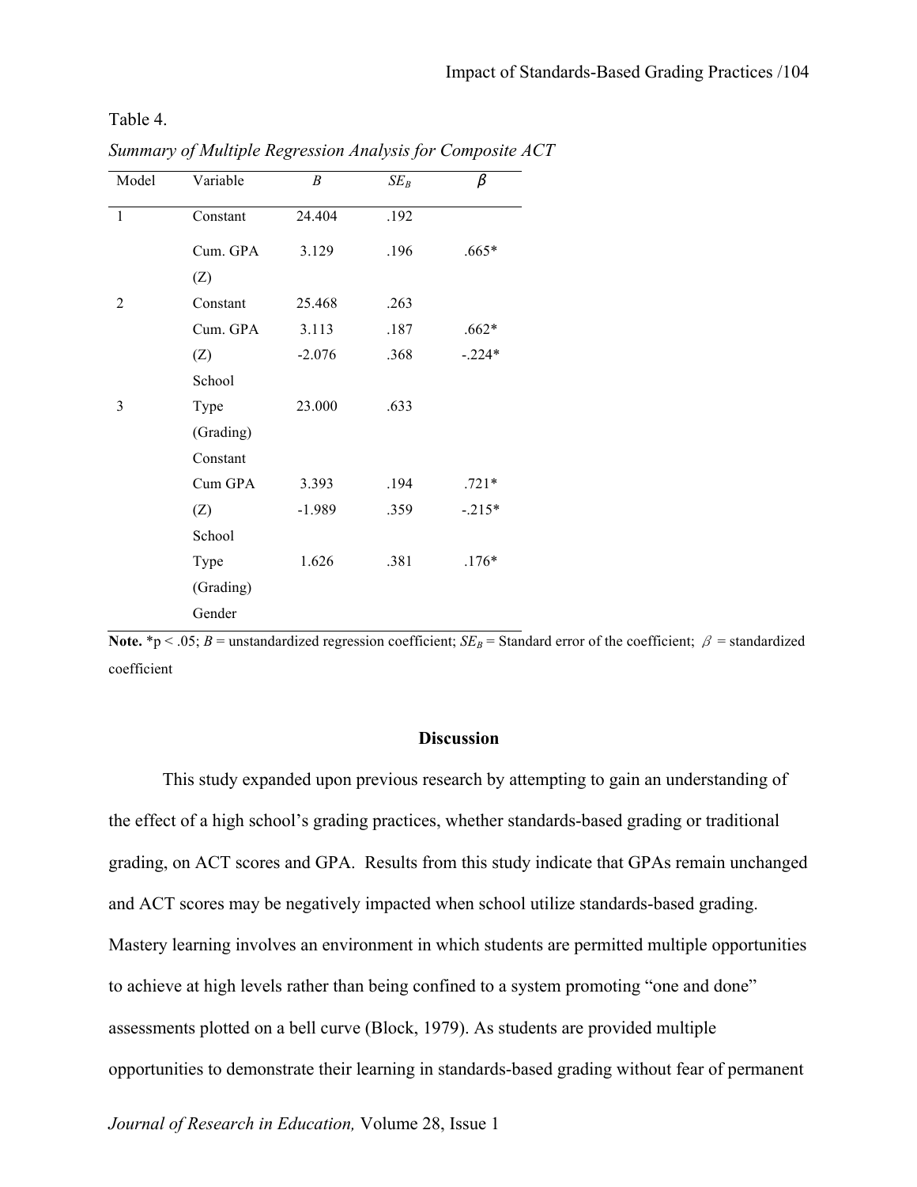Table 4.

*Summary of Multiple Regression Analysis for Composite ACT*

| Model | Variable | *B* | $SE_B$ | $\beta$ |
|---|---|---|---|---|
| 1 | Constant | 24.404 | .192 | |
| | Cum. GPA (Z) | 3.129 | .196 | .665* |
| 2 | Constant | 25.468 | .263 | |
| | Cum. GPA (Z) | 3.113 | .187 | .662* |
| | School Type (Grading) | -2.076 | .368 | -.224* |
| 3 | Constant | 23.000 | .633 | |
| | Cum GPA (Z) | 3.393 | .194 | .721* |
| | School Type (Grading) | -1.989 | .359 | -.215* |
| | Gender | 1.626 | .381 | .176* |

**Note.** *$p < .05$; *B* = unstandardized regression coefficient; $SE_B$ = Standard error of the coefficient; $\beta$ = standardized coefficient

## Discussion

This study expanded upon previous research by attempting to gain an understanding of the effect of a high school's grading practices, whether standards-based grading or traditional grading, on ACT scores and GPA. Results from this study indicate that GPAs remain unchanged and ACT scores may be negatively impacted when school utilize standards-based grading. Mastery learning involves an environment in which students are permitted multiple opportunities to achieve at high levels rather than being confined to a system promoting "one and done" assessments plotted on a bell curve (Block, 1979). As students are provided multiple opportunities to demonstrate their learning in standards-based grading without fear of permanent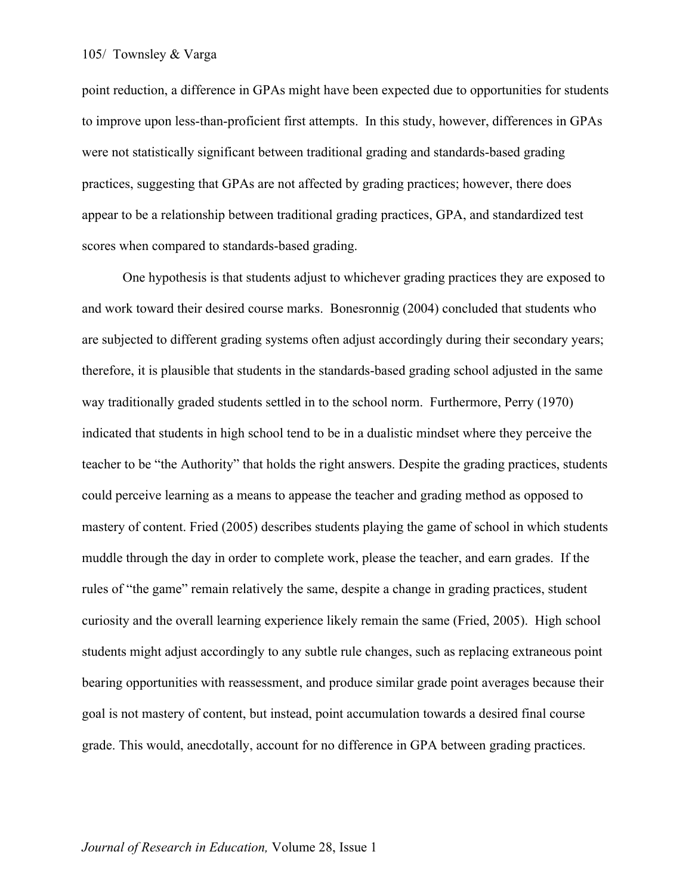point reduction, a difference in GPAs might have been expected due to opportunities for students to improve upon less-than-proficient first attempts. In this study, however, differences in GPAs were not statistically significant between traditional grading and standards-based grading practices, suggesting that GPAs are not affected by grading practices; however, there does appear to be a relationship between traditional grading practices, GPA, and standardized test scores when compared to standards-based grading.

One hypothesis is that students adjust to whichever grading practices they are exposed to and work toward their desired course marks. Bonesronnig (2004) concluded that students who are subjected to different grading systems often adjust accordingly during their secondary years; therefore, it is plausible that students in the standards-based grading school adjusted in the same way traditionally graded students settled in to the school norm. Furthermore, Perry (1970) indicated that students in high school tend to be in a dualistic mindset where they perceive the teacher to be "the Authority" that holds the right answers. Despite the grading practices, students could perceive learning as a means to appease the teacher and grading method as opposed to mastery of content. Fried (2005) describes students playing the game of school in which students muddle through the day in order to complete work, please the teacher, and earn grades. If the rules of "the game" remain relatively the same, despite a change in grading practices, student curiosity and the overall learning experience likely remain the same (Fried, 2005). High school students might adjust accordingly to any subtle rule changes, such as replacing extraneous point bearing opportunities with reassessment, and produce similar grade point averages because their goal is not mastery of content, but instead, point accumulation towards a desired final course grade. This would, anecdotally, account for no difference in GPA between grading practices.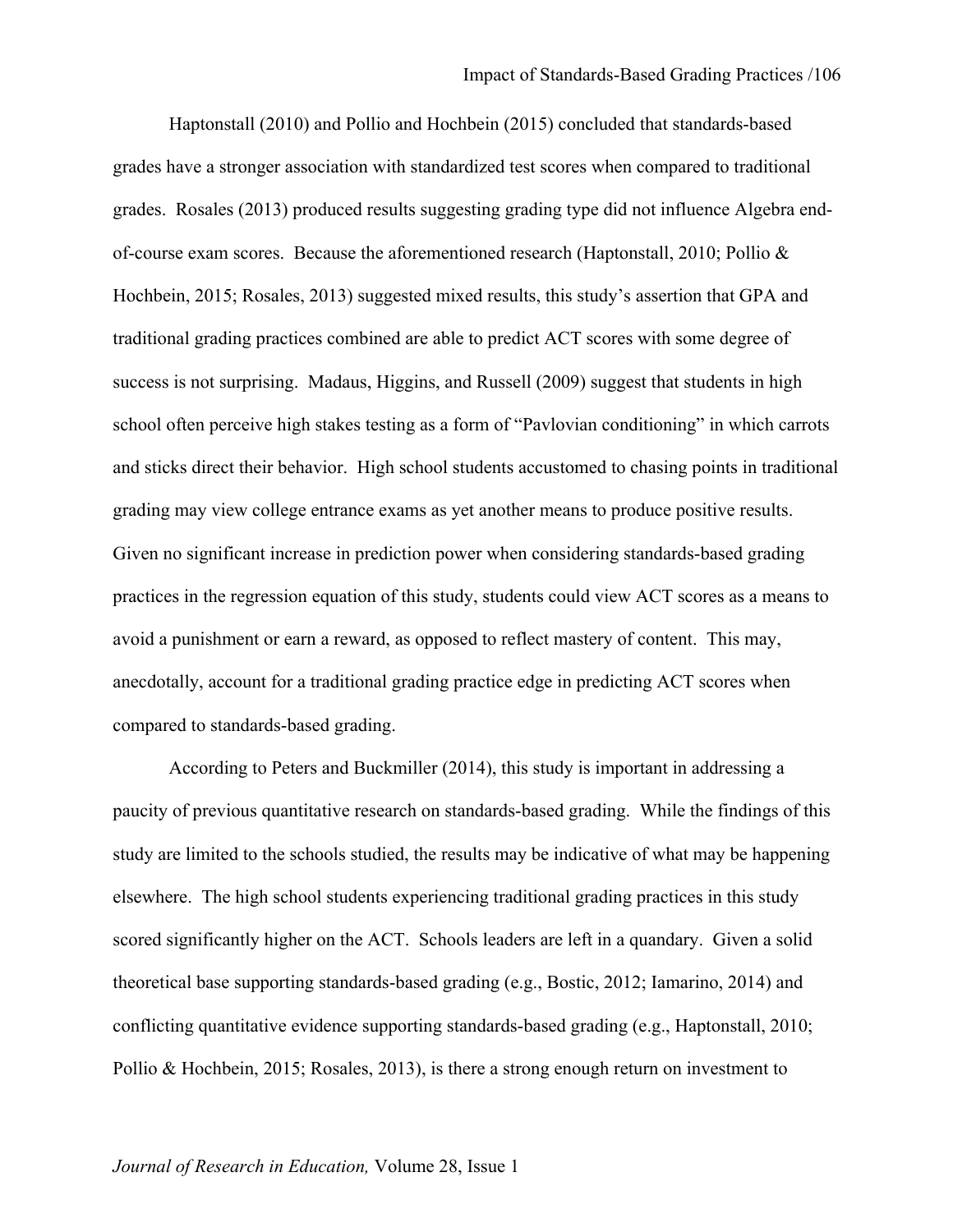Haptonstall (2010) and Pollio and Hochbein (2015) concluded that standards-based grades have a stronger association with standardized test scores when compared to traditional grades. Rosales (2013) produced results suggesting grading type did not influence Algebra end-of-course exam scores. Because the aforementioned research (Haptonstall, 2010; Pollio & Hochbein, 2015; Rosales, 2013) suggested mixed results, this study's assertion that GPA and traditional grading practices combined are able to predict ACT scores with some degree of success is not surprising. Madaus, Higgins, and Russell (2009) suggest that students in high school often perceive high stakes testing as a form of "Pavlovian conditioning" in which carrots and sticks direct their behavior. High school students accustomed to chasing points in traditional grading may view college entrance exams as yet another means to produce positive results. Given no significant increase in prediction power when considering standards-based grading practices in the regression equation of this study, students could view ACT scores as a means to avoid a punishment or earn a reward, as opposed to reflect mastery of content. This may, anecdotally, account for a traditional grading practice edge in predicting ACT scores when compared to standards-based grading.

According to Peters and Buckmiller (2014), this study is important in addressing a paucity of previous quantitative research on standards-based grading. While the findings of this study are limited to the schools studied, the results may be indicative of what may be happening elsewhere. The high school students experiencing traditional grading practices in this study scored significantly higher on the ACT. Schools leaders are left in a quandary. Given a solid theoretical base supporting standards-based grading (e.g., Bostic, 2012; Iamarino, 2014) and conflicting quantitative evidence supporting standards-based grading (e.g., Haptonstall, 2010; Pollio & Hochbein, 2015; Rosales, 2013), is there a strong enough return on investment to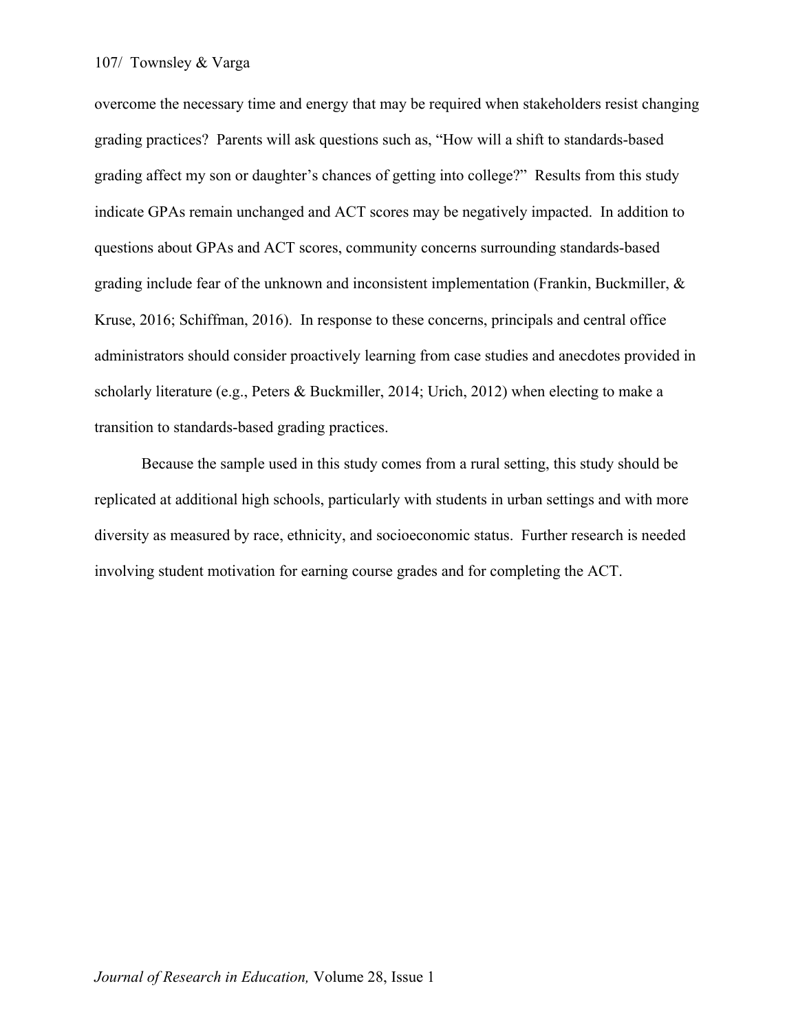overcome the necessary time and energy that may be required when stakeholders resist changing grading practices? Parents will ask questions such as, "How will a shift to standards-based grading affect my son or daughter's chances of getting into college?" Results from this study indicate GPAs remain unchanged and ACT scores may be negatively impacted. In addition to questions about GPAs and ACT scores, community concerns surrounding standards-based grading include fear of the unknown and inconsistent implementation (Frankin, Buckmiller, & Kruse, 2016; Schiffman, 2016). In response to these concerns, principals and central office administrators should consider proactively learning from case studies and anecdotes provided in scholarly literature (e.g., Peters & Buckmiller, 2014; Urich, 2012) when electing to make a transition to standards-based grading practices.

Because the sample used in this study comes from a rural setting, this study should be replicated at additional high schools, particularly with students in urban settings and with more diversity as measured by race, ethnicity, and socioeconomic status. Further research is needed involving student motivation for earning course grades and for completing the ACT.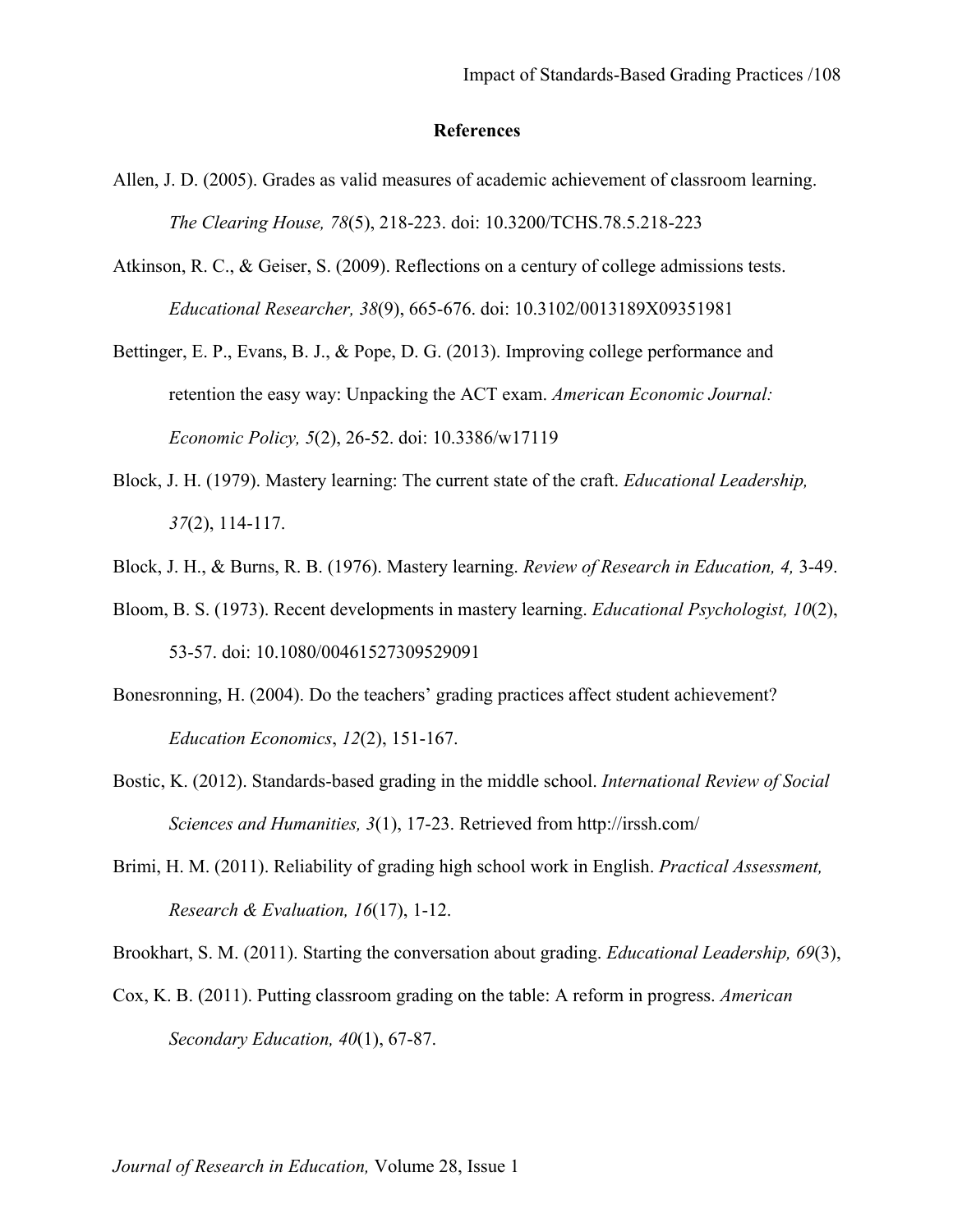## References

Allen, J. D. (2005). Grades as valid measures of academic achievement of classroom learning. *The Clearing House, 78*(5), 218-223. doi: 10.3200/TCHS.78.5.218-223

Atkinson, R. C., & Geiser, S. (2009). Reflections on a century of college admissions tests. *Educational Researcher, 38*(9), 665-676. doi: 10.3102/0013189X09351981

Bettinger, E. P., Evans, B. J., & Pope, D. G. (2013). Improving college performance and retention the easy way: Unpacking the ACT exam. *American Economic Journal: Economic Policy, 5*(2), 26-52. doi: 10.3386/w17119

Block, J. H. (1979). Mastery learning: The current state of the craft. *Educational Leadership, 37*(2), 114-117.

Block, J. H., & Burns, R. B. (1976). Mastery learning. *Review of Research in Education, 4,* 3-49.

Bloom, B. S. (1973). Recent developments in mastery learning. *Educational Psychologist, 10*(2), 53-57. doi: 10.1080/00461527309529091

Bonesronning, H. (2004). Do the teachers' grading practices affect student achievement? *Education Economics*, *12*(2), 151-167.

Bostic, K. (2012). Standards-based grading in the middle school. *International Review of Social Sciences and Humanities, 3*(1), 17-23. Retrieved from http://irssh.com/

Brimi, H. M. (2011). Reliability of grading high school work in English. *Practical Assessment, Research & Evaluation, 16*(17), 1-12.

Brookhart, S. M. (2011). Starting the conversation about grading. *Educational Leadership, 69*(3),

Cox, K. B. (2011). Putting classroom grading on the table: A reform in progress. *American Secondary Education, 40*(1), 67-87.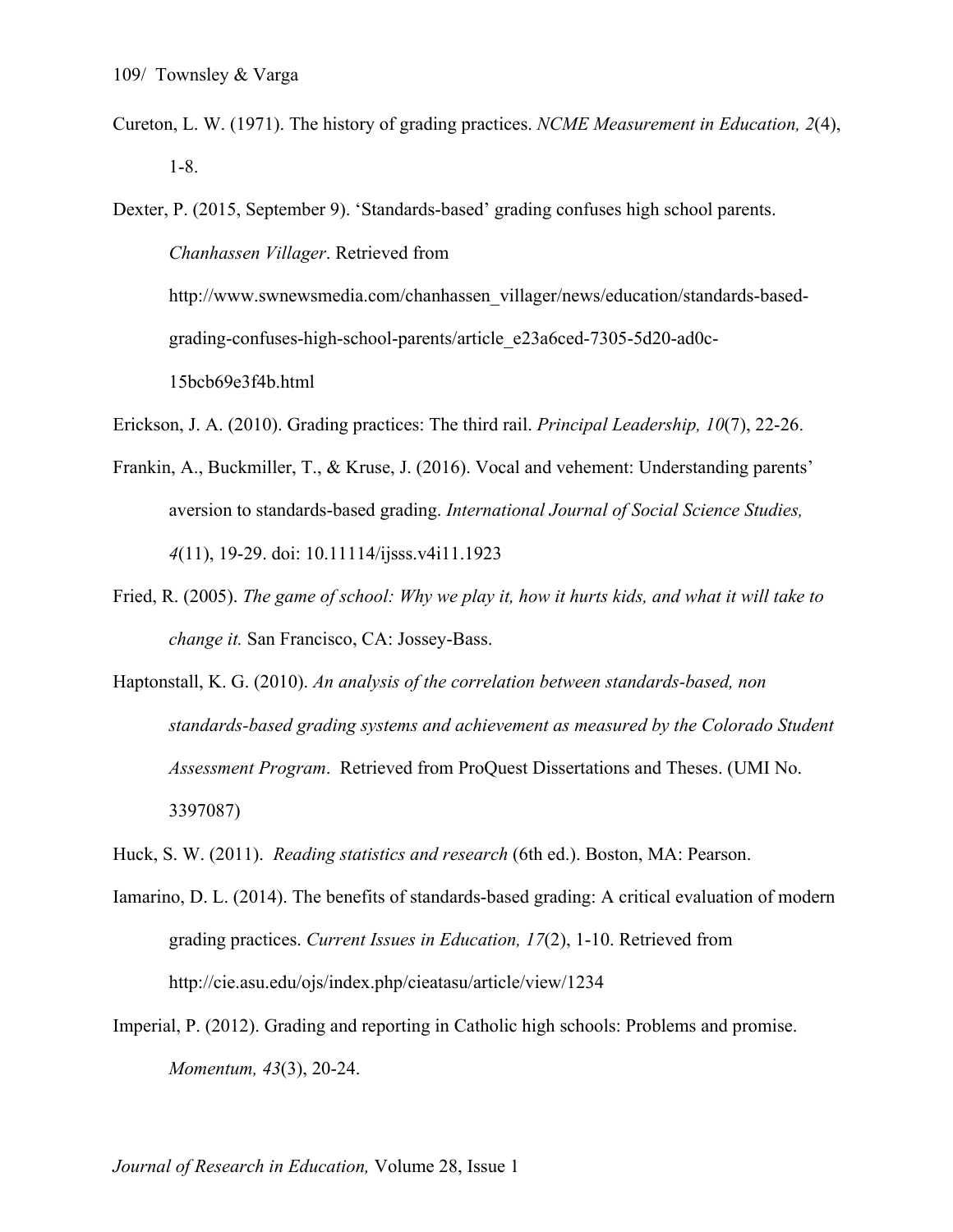Cureton, L. W. (1971). The history of grading practices. *NCME Measurement in Education, 2*(4), 1-8.

Dexter, P. (2015, September 9). 'Standards-based' grading confuses high school parents. *Chanhassen Villager*. Retrieved from http://www.swnewsmedia.com/chanhassen_villager/news/education/standards-based-grading-confuses-high-school-parents/article_e23a6ced-7305-5d20-ad0c-15bcb69e3f4b.html

Erickson, J. A. (2010). Grading practices: The third rail. *Principal Leadership, 10*(7), 22-26.

Frankin, A., Buckmiller, T., & Kruse, J. (2016). Vocal and vehement: Understanding parents' aversion to standards-based grading. *International Journal of Social Science Studies, 4*(11), 19-29. doi: 10.11114/ijsss.v4i11.1923

Fried, R. (2005). *The game of school: Why we play it, how it hurts kids, and what it will take to change it.* San Francisco, CA: Jossey-Bass.

Haptonstall, K. G. (2010). *An analysis of the correlation between standards-based, non standards-based grading systems and achievement as measured by the Colorado Student Assessment Program*. Retrieved from ProQuest Dissertations and Theses. (UMI No. 3397087)

Huck, S. W. (2011). *Reading statistics and research* (6th ed.). Boston, MA: Pearson.

Iamarino, D. L. (2014). The benefits of standards-based grading: A critical evaluation of modern grading practices. *Current Issues in Education, 17*(2), 1-10. Retrieved from http://cie.asu.edu/ojs/index.php/cieatasu/article/view/1234

Imperial, P. (2012). Grading and reporting in Catholic high schools: Problems and promise. *Momentum, 43*(3), 20-24.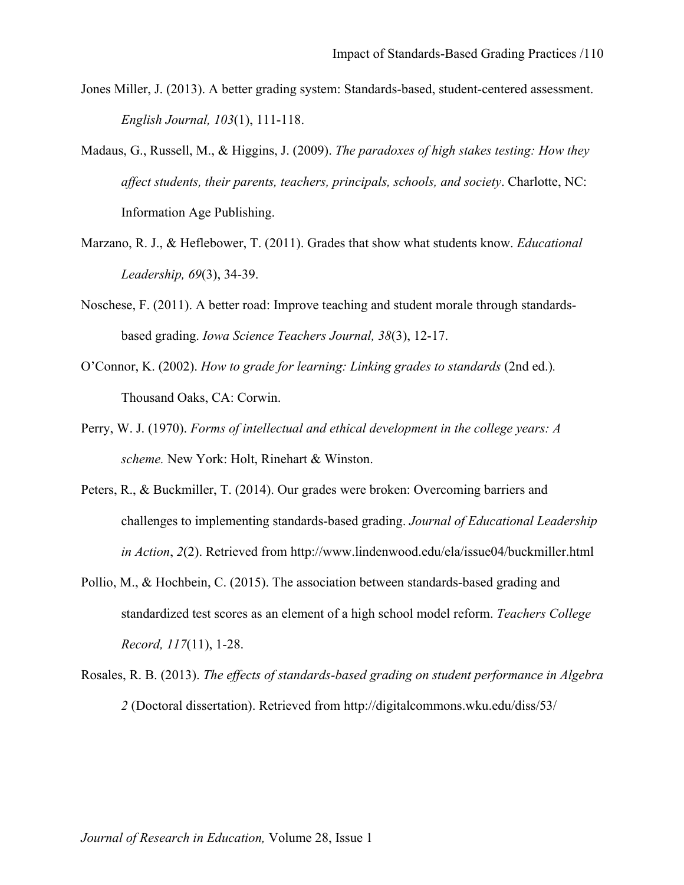Jones Miller, J. (2013). A better grading system: Standards-based, student-centered assessment. *English Journal, 103*(1), 111-118.

Madaus, G., Russell, M., & Higgins, J. (2009). *The paradoxes of high stakes testing: How they affect students, their parents, teachers, principals, schools, and society*. Charlotte, NC: Information Age Publishing.

Marzano, R. J., & Heflebower, T. (2011). Grades that show what students know. *Educational Leadership, 69*(3), 34-39.

Noschese, F. (2011). A better road: Improve teaching and student morale through standards-based grading. *Iowa Science Teachers Journal, 38*(3), 12-17.

O'Connor, K. (2002). *How to grade for learning: Linking grades to standards* (2nd ed.). Thousand Oaks, CA: Corwin.

Perry, W. J. (1970). *Forms of intellectual and ethical development in the college years: A scheme.* New York: Holt, Rinehart & Winston.

Peters, R., & Buckmiller, T. (2014). Our grades were broken: Overcoming barriers and challenges to implementing standards-based grading. *Journal of Educational Leadership in Action*, *2*(2). Retrieved from http://www.lindenwood.edu/ela/issue04/buckmiller.html

Pollio, M., & Hochbein, C. (2015). The association between standards-based grading and standardized test scores as an element of a high school model reform. *Teachers College Record, 117*(11), 1-28.

Rosales, R. B. (2013). *The effects of standards-based grading on student performance in Algebra 2* (Doctoral dissertation). Retrieved from http://digitalcommons.wku.edu/diss/53/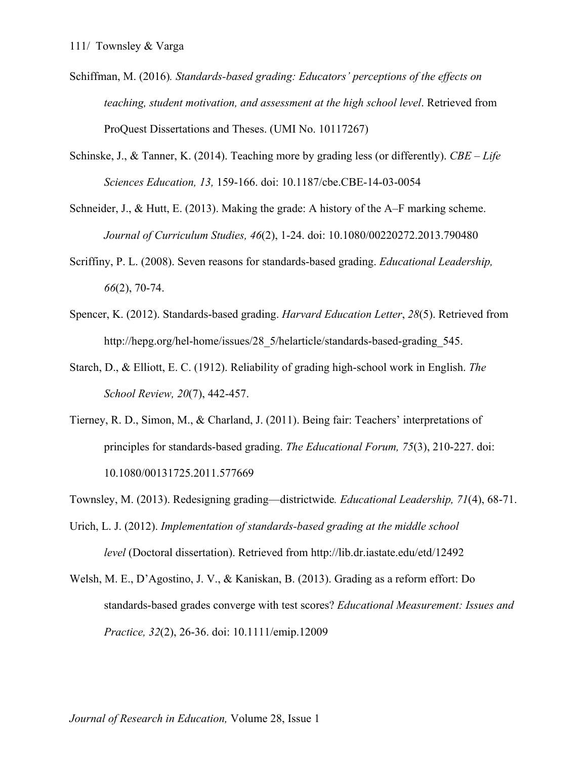Schiffman, M. (2016). *Standards-based grading: Educators' perceptions of the effects on teaching, student motivation, and assessment at the high school level*. Retrieved from ProQuest Dissertations and Theses. (UMI No. 10117267)

Schinske, J., & Tanner, K. (2014). Teaching more by grading less (or differently). *CBE – Life Sciences Education, 13,* 159-166. doi: 10.1187/cbe.CBE-14-03-0054

Schneider, J., & Hutt, E. (2013). Making the grade: A history of the A–F marking scheme. *Journal of Curriculum Studies, 46*(2), 1-24. doi: 10.1080/00220272.2013.790480

Scriffiny, P. L. (2008). Seven reasons for standards-based grading. *Educational Leadership, 66*(2), 70-74.

Spencer, K. (2012). Standards-based grading. *Harvard Education Letter*, *28*(5). Retrieved from http://hepg.org/hel-home/issues/28_5/helarticle/standards-based-grading_545.

Starch, D., & Elliott, E. C. (1912). Reliability of grading high-school work in English. *The School Review, 20*(7), 442-457.

Tierney, R. D., Simon, M., & Charland, J. (2011). Being fair: Teachers' interpretations of principles for standards-based grading. *The Educational Forum, 75*(3), 210-227. doi: 10.1080/00131725.2011.577669

Townsley, M. (2013). Redesigning grading—districtwide*. Educational Leadership, 71*(4), 68-71.

Urich, L. J. (2012). *Implementation of standards-based grading at the middle school level* (Doctoral dissertation). Retrieved from http://lib.dr.iastate.edu/etd/12492

Welsh, M. E., D'Agostino, J. V., & Kaniskan, B. (2013). Grading as a reform effort: Do standards-based grades converge with test scores? *Educational Measurement: Issues and Practice, 32*(2), 26-36. doi: 10.1111/emip.12009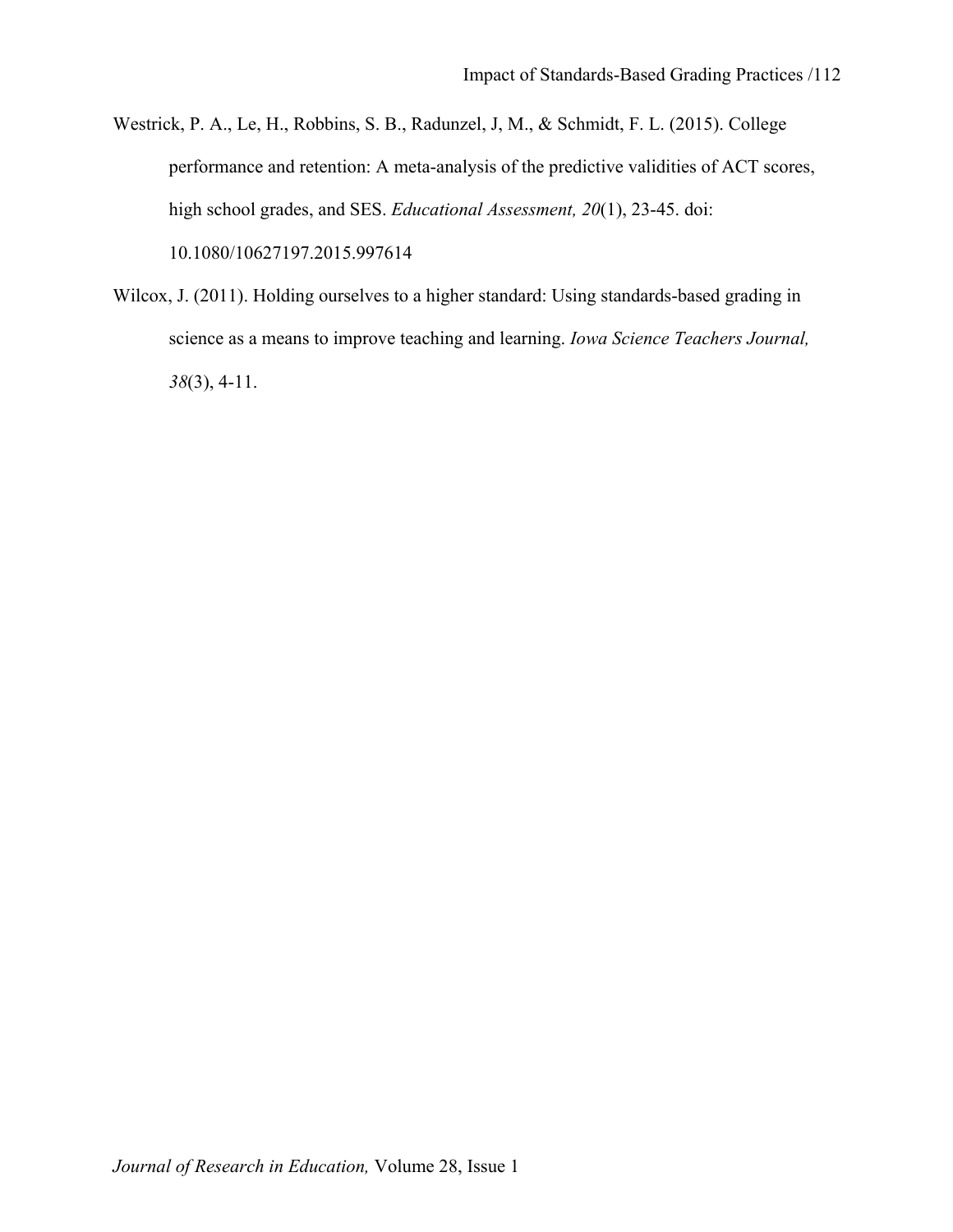Westrick, P. A., Le, H., Robbins, S. B., Radunzel, J, M., & Schmidt, F. L. (2015). College performance and retention: A meta-analysis of the predictive validities of ACT scores, high school grades, and SES. *Educational Assessment, 20*(1), 23-45. doi: 10.1080/10627197.2015.997614

Wilcox, J. (2011). Holding ourselves to a higher standard: Using standards-based grading in science as a means to improve teaching and learning. *Iowa Science Teachers Journal, 38*(3), 4-11.